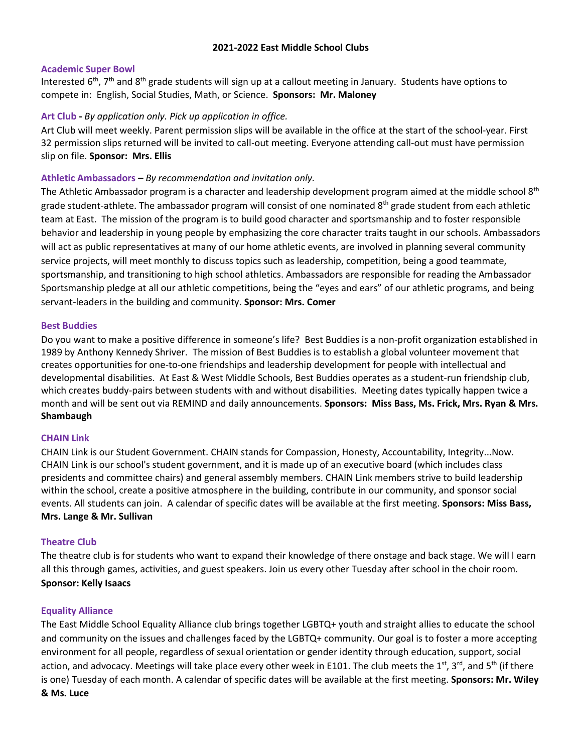**2021-2022 East Middle School Clubs**

### Academic Super Bowl

Interested 6th, 7th and 8th grade students will sign up at a callout meeting in January. Students have options to compete in: English, Social Studies, Math, or Science. **Sponsors: Mr. Maloney**

### Art Club - *By application only. Pick up application in office.*

Art Club will meet weekly. Parent permission slips will be available in the office at the start of the school-year. First 32 permission slips returned will be invited to call-out meeting. Everyone attending call-out must have permission slip on file. **Sponsor: Mrs. Ellis**

### Athletic Ambassadors – *By recommendation and invitation only.*

The Athletic Ambassador program is a character and leadership development program aimed at the middle school 8th grade student-athlete. The ambassador program will consist of one nominated 8th grade student from each athletic team at East. The mission of the program is to build good character and sportsmanship and to foster responsible behavior and leadership in young people by emphasizing the core character traits taught in our schools. Ambassadors will act as public representatives at many of our home athletic events, are involved in planning several community service projects, will meet monthly to discuss topics such as leadership, competition, being a good teammate, sportsmanship, and transitioning to high school athletics. Ambassadors are responsible for reading the Ambassador Sportsmanship pledge at all our athletic competitions, being the "eyes and ears" of our athletic programs, and being servant-leaders in the building and community. **Sponsor: Mrs. Comer**

### Best Buddies

Do you want to make a positive difference in someone's life? Best Buddies is a non-profit organization established in 1989 by Anthony Kennedy Shriver. The mission of Best Buddies is to establish a global volunteer movement that creates opportunities for one-to-one friendships and leadership development for people with intellectual and developmental disabilities. At East & West Middle Schools, Best Buddies operates as a student-run friendship club, which creates buddy-pairs between students with and without disabilities. Meeting dates typically happen twice a month and will be sent out via REMIND and daily announcements. **Sponsors: Miss Bass, Ms. Frick, Mrs. Ryan & Mrs. Shambaugh**

### CHAIN Link

CHAIN Link is our Student Government. CHAIN stands for Compassion, Honesty, Accountability, Integrity...Now. CHAIN Link is our school's student government, and it is made up of an executive board (which includes class presidents and committee chairs) and general assembly members. CHAIN Link members strive to build leadership within the school, create a positive atmosphere in the building, contribute in our community, and sponsor social events. All students can join. A calendar of specific dates will be available at the first meeting. **Sponsors: Miss Bass, Mrs. Lange & Mr. Sullivan**

### Theatre Club

The theatre club is for students who want to expand their knowledge of there onstage and back stage. We will l earn all this through games, activities, and guest speakers. Join us every other Tuesday after school in the choir room. **Sponsor: Kelly Isaacs**

### Equality Alliance

The East Middle School Equality Alliance club brings together LGBTQ+ youth and straight allies to educate the school and community on the issues and challenges faced by the LGBTQ+ community. Our goal is to foster a more accepting environment for all people, regardless of sexual orientation or gender identity through education, support, social action, and advocacy. Meetings will take place every other week in E101. The club meets the 1st, 3rd, and 5th (if there is one) Tuesday of each month. A calendar of specific dates will be available at the first meeting. **Sponsors: Mr. Wiley & Ms. Luce**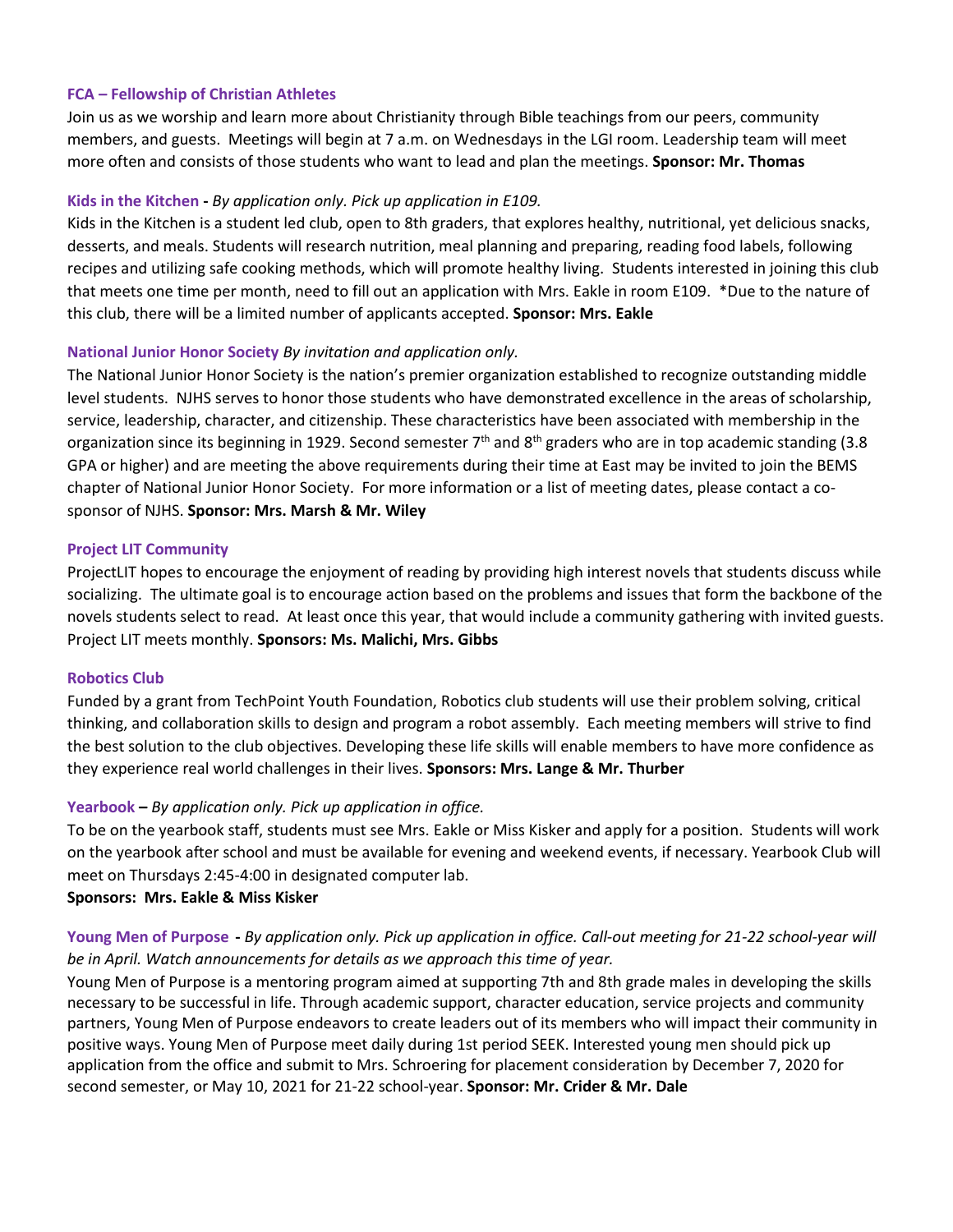### FCA – Fellowship of Christian Athletes

Join us as we worship and learn more about Christianity through Bible teachings from our peers, community members, and guests. Meetings will begin at 7 a.m. on Wednesdays in the LGI room. Leadership team will meet more often and consists of those students who want to lead and plan the meetings. **Sponsor: Mr. Thomas**

### Kids in the Kitchen - *By application only. Pick up application in E109.*

Kids in the Kitchen is a student led club, open to 8th graders, that explores healthy, nutritional, yet delicious snacks, desserts, and meals. Students will research nutrition, meal planning and preparing, reading food labels, following recipes and utilizing safe cooking methods, which will promote healthy living. Students interested in joining this club that meets one time per month, need to fill out an application with Mrs. Eakle in room E109. *Due to the nature of this club, there will be a limited number of applicants accepted. **Sponsor: Mrs. Eakle**

### National Junior Honor Society *By invitation and application only.*

The National Junior Honor Society is the nation's premier organization established to recognize outstanding middle level students. NJHS serves to honor those students who have demonstrated excellence in the areas of scholarship, service, leadership, character, and citizenship. These characteristics have been associated with membership in the organization since its beginning in 1929. Second semester 7th and 8th graders who are in top academic standing (3.8 GPA or higher) and are meeting the above requirements during their time at East may be invited to join the BEMS chapter of National Junior Honor Society. For more information or a list of meeting dates, please contact a co-sponsor of NJHS. **Sponsor: Mrs. Marsh & Mr. Wiley**

### Project LIT Community

ProjectLIT hopes to encourage the enjoyment of reading by providing high interest novels that students discuss while socializing. The ultimate goal is to encourage action based on the problems and issues that form the backbone of the novels students select to read. At least once this year, that would include a community gathering with invited guests. Project LIT meets monthly. **Sponsors: Ms. Malichi, Mrs. Gibbs**

### Robotics Club

Funded by a grant from TechPoint Youth Foundation, Robotics club students will use their problem solving, critical thinking, and collaboration skills to design and program a robot assembly. Each meeting members will strive to find the best solution to the club objectives. Developing these life skills will enable members to have more confidence as they experience real world challenges in their lives. **Sponsors: Mrs. Lange & Mr. Thurber**

### Yearbook – *By application only. Pick up application in office.*

To be on the yearbook staff, students must see Mrs. Eakle or Miss Kisker and apply for a position. Students will work on the yearbook after school and must be available for evening and weekend events, if necessary. Yearbook Club will meet on Thursdays 2:45-4:00 in designated computer lab.

**Sponsors: Mrs. Eakle & Miss Kisker**

### Young Men of Purpose - *By application only. Pick up application in office. Call-out meeting for 21-22 school-year will be in April. Watch announcements for details as we approach this time of year.*

Young Men of Purpose is a mentoring program aimed at supporting 7th and 8th grade males in developing the skills necessary to be successful in life. Through academic support, character education, service projects and community partners, Young Men of Purpose endeavors to create leaders out of its members who will impact their community in positive ways. Young Men of Purpose meet daily during 1st period SEEK. Interested young men should pick up application from the office and submit to Mrs. Schroering for placement consideration by December 7, 2020 for second semester, or May 10, 2021 for 21-22 school-year. **Sponsor: Mr. Crider & Mr. Dale**